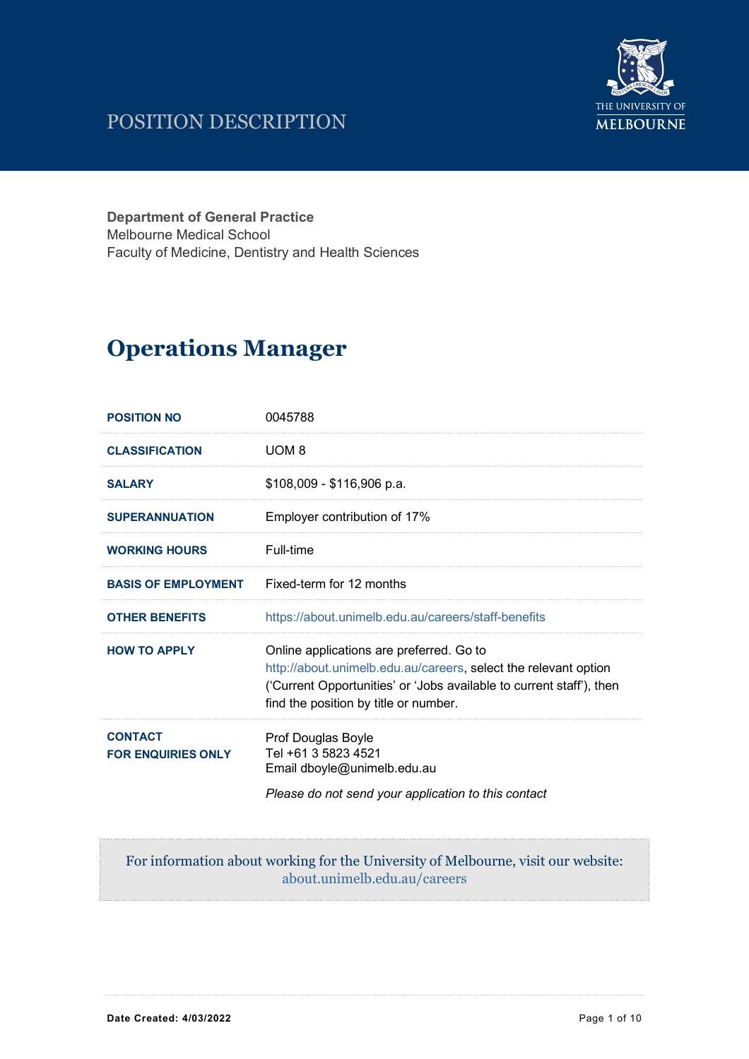# POSITION DESCRIPTION

**Department of General Practice**
Melbourne Medical School
Faculty of Medicine, Dentistry and Health Sciences

## Operations Manager

| | |
|---|---|
| **POSITION NO** | 0045788 |
| **CLASSIFICATION** | UOM 8 |
| **SALARY** | $108,009 - $116,906 p.a. |
| **SUPERANNUATION** | Employer contribution of 17% |
| **WORKING HOURS** | Full-time |
| **BASIS OF EMPLOYMENT** | Fixed-term for 12 months |
| **OTHER BENEFITS** | https://about.unimelb.edu.au/careers/staff-benefits |
| **HOW TO APPLY** | Online applications are preferred. Go to http://about.unimelb.edu.au/careers, select the relevant option ('Current Opportunities' or 'Jobs available to current staff'), then find the position by title or number. |
| **CONTACT FOR ENQUIRIES ONLY** | Prof Douglas Boyle<br>Tel +61 3 5823 4521<br>Email dboyle@unimelb.edu.au<br>*Please do not send your application to this contact* |

For information about working for the University of Melbourne, visit our website:
about.unimelb.edu.au/careers

**Date Created: 4/03/2022**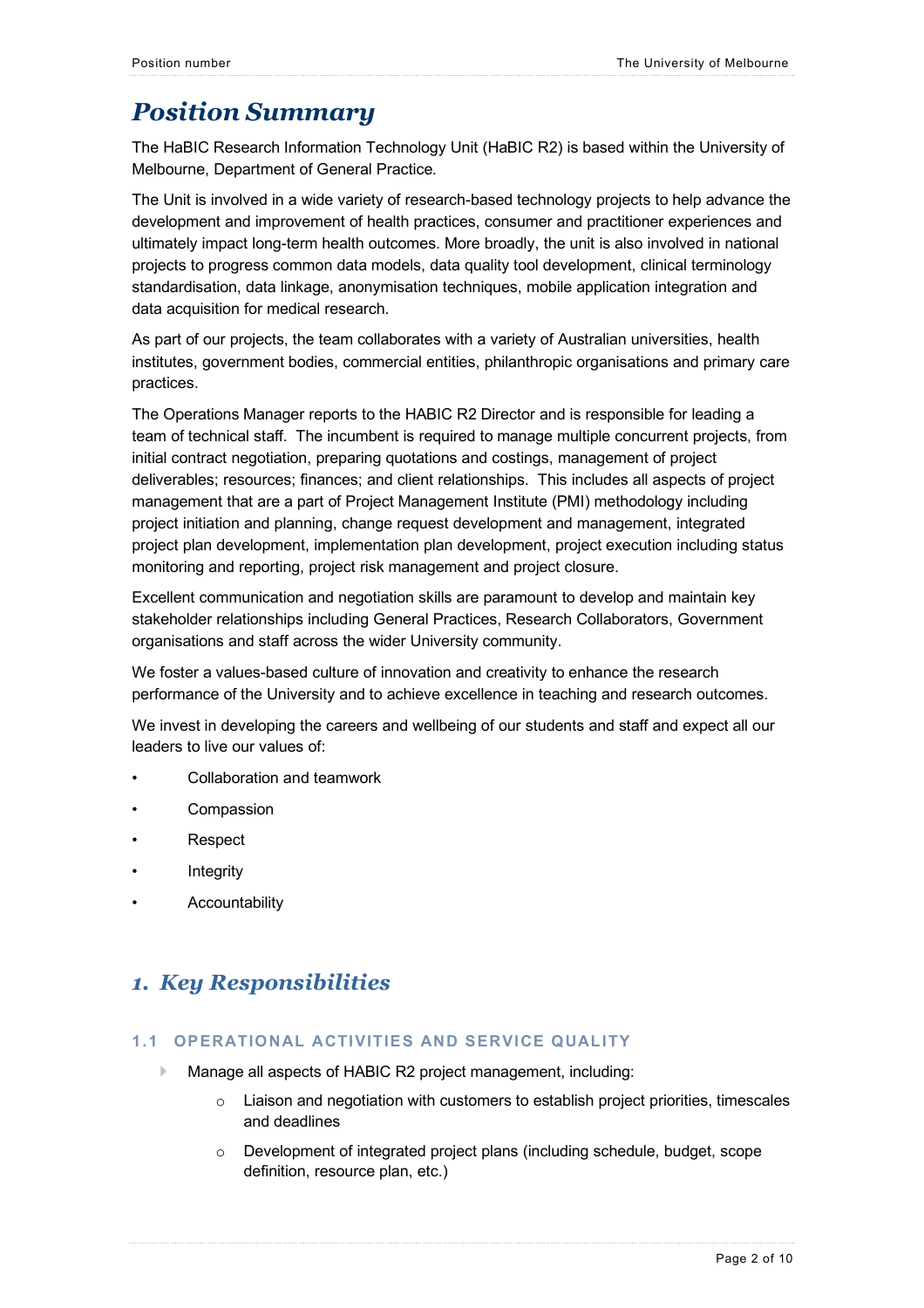# Position Summary

The HaBIC Research Information Technology Unit (HaBIC R2) is based within the University of Melbourne, Department of General Practice.

The Unit is involved in a wide variety of research-based technology projects to help advance the development and improvement of health practices, consumer and practitioner experiences and ultimately impact long-term health outcomes. More broadly, the unit is also involved in national projects to progress common data models, data quality tool development, clinical terminology standardisation, data linkage, anonymisation techniques, mobile application integration and data acquisition for medical research.

As part of our projects, the team collaborates with a variety of Australian universities, health institutes, government bodies, commercial entities, philanthropic organisations and primary care practices.

The Operations Manager reports to the HABIC R2 Director and is responsible for leading a team of technical staff. The incumbent is required to manage multiple concurrent projects, from initial contract negotiation, preparing quotations and costings, management of project deliverables; resources; finances; and client relationships. This includes all aspects of project management that are a part of Project Management Institute (PMI) methodology including project initiation and planning, change request development and management, integrated project plan development, implementation plan development, project execution including status monitoring and reporting, project risk management and project closure.

Excellent communication and negotiation skills are paramount to develop and maintain key stakeholder relationships including General Practices, Research Collaborators, Government organisations and staff across the wider University community.

We foster a values-based culture of innovation and creativity to enhance the research performance of the University and to achieve excellence in teaching and research outcomes.

We invest in developing the careers and wellbeing of our students and staff and expect all our leaders to live our values of:

- Collaboration and teamwork
- Compassion
- Respect
- Integrity
- Accountability

# 1. Key Responsibilities

## 1.1 OPERATIONAL ACTIVITIES AND SERVICE QUALITY

- Manage all aspects of HABIC R2 project management, including:
  - Liaison and negotiation with customers to establish project priorities, timescales and deadlines
  - Development of integrated project plans (including schedule, budget, scope definition, resource plan, etc.)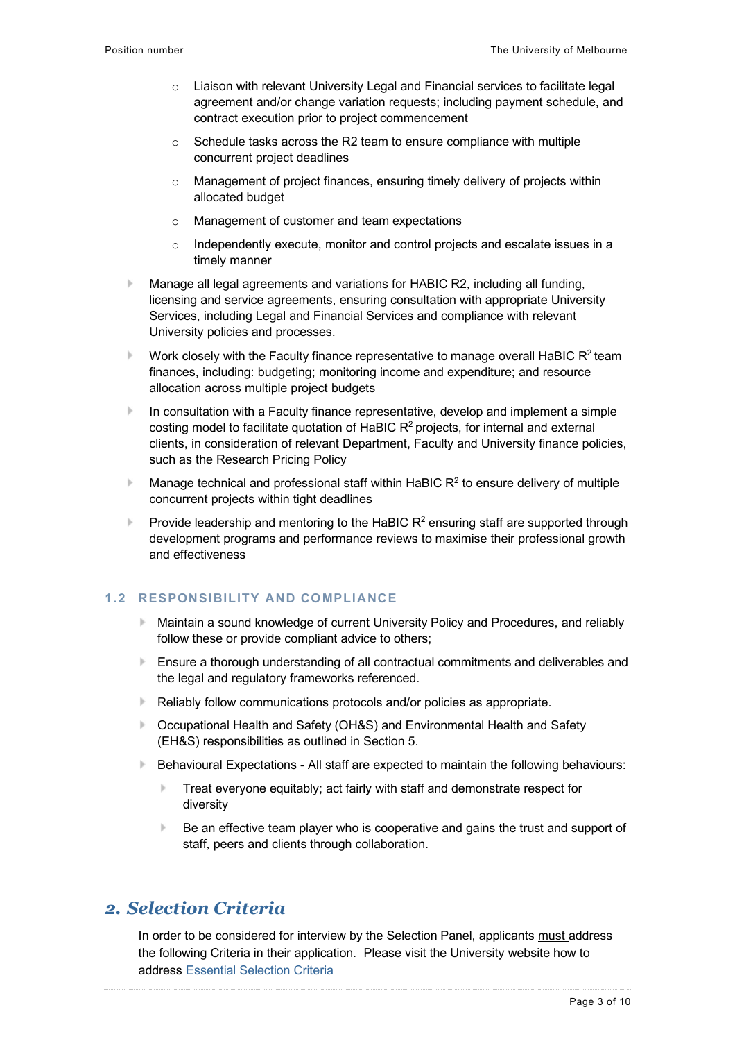- Liaison with relevant University Legal and Financial services to facilitate legal agreement and/or change variation requests; including payment schedule, and contract execution prior to project commencement
  - Schedule tasks across the R2 team to ensure compliance with multiple concurrent project deadlines
  - Management of project finances, ensuring timely delivery of projects within allocated budget
  - Management of customer and team expectations
  - Independently execute, monitor and control projects and escalate issues in a timely manner

- Manage all legal agreements and variations for HABIC R2, including all funding, licensing and service agreements, ensuring consultation with appropriate University Services, including Legal and Financial Services and compliance with relevant University policies and processes.
- Work closely with the Faculty finance representative to manage overall HaBIC $R^2$ team finances, including: budgeting; monitoring income and expenditure; and resource allocation across multiple project budgets
- In consultation with a Faculty finance representative, develop and implement a simple costing model to facilitate quotation of HaBIC $R^2$ projects, for internal and external clients, in consideration of relevant Department, Faculty and University finance policies, such as the Research Pricing Policy
- Manage technical and professional staff within HaBIC $R^2$ to ensure delivery of multiple concurrent projects within tight deadlines
- Provide leadership and mentoring to the HaBIC $R^2$ ensuring staff are supported through development programs and performance reviews to maximise their professional growth and effectiveness

### 1.2 RESPONSIBILITY AND COMPLIANCE

- Maintain a sound knowledge of current University Policy and Procedures, and reliably follow these or provide compliant advice to others;
- Ensure a thorough understanding of all contractual commitments and deliverables and the legal and regulatory frameworks referenced.
- Reliably follow communications protocols and/or policies as appropriate.
- Occupational Health and Safety (OH&S) and Environmental Health and Safety (EH&S) responsibilities as outlined in Section 5.
- Behavioural Expectations - All staff are expected to maintain the following behaviours:
  - Treat everyone equitably; act fairly with staff and demonstrate respect for diversity
  - Be an effective team player who is cooperative and gains the trust and support of staff, peers and clients through collaboration.

## 2. Selection Criteria

In order to be considered for interview by the Selection Panel, applicants must address the following Criteria in their application. Please visit the University website how to address Essential Selection Criteria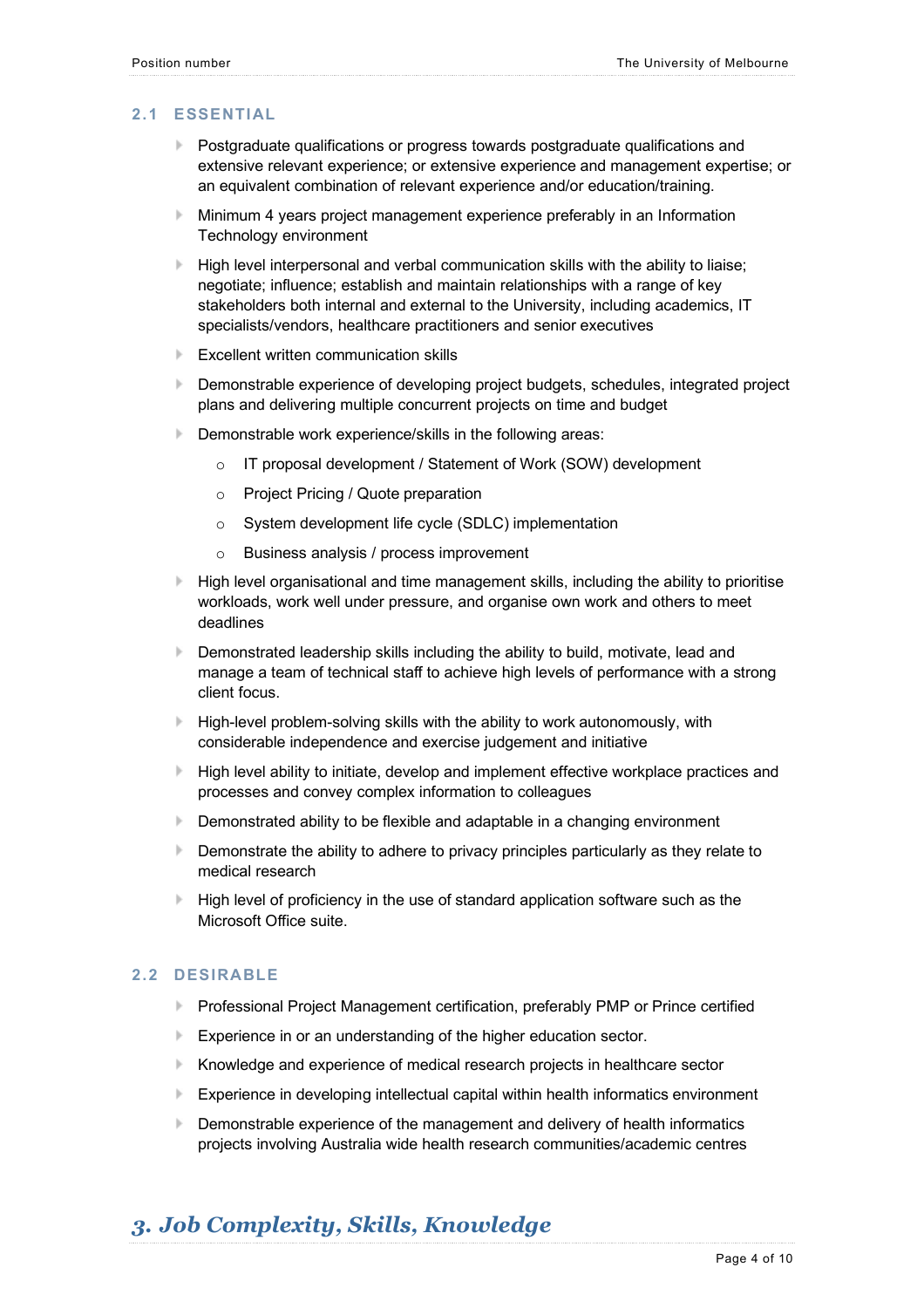### 2.1 ESSENTIAL

- Postgraduate qualifications or progress towards postgraduate qualifications and extensive relevant experience; or extensive experience and management expertise; or an equivalent combination of relevant experience and/or education/training.
- Minimum 4 years project management experience preferably in an Information Technology environment
- High level interpersonal and verbal communication skills with the ability to liaise; negotiate; influence; establish and maintain relationships with a range of key stakeholders both internal and external to the University, including academics, IT specialists/vendors, healthcare practitioners and senior executives
- Excellent written communication skills
- Demonstrable experience of developing project budgets, schedules, integrated project plans and delivering multiple concurrent projects on time and budget
- Demonstrable work experience/skills in the following areas:
  - IT proposal development / Statement of Work (SOW) development
  - Project Pricing / Quote preparation
  - System development life cycle (SDLC) implementation
  - Business analysis / process improvement
- High level organisational and time management skills, including the ability to prioritise workloads, work well under pressure, and organise own work and others to meet deadlines
- Demonstrated leadership skills including the ability to build, motivate, lead and manage a team of technical staff to achieve high levels of performance with a strong client focus.
- High-level problem-solving skills with the ability to work autonomously, with considerable independence and exercise judgement and initiative
- High level ability to initiate, develop and implement effective workplace practices and processes and convey complex information to colleagues
- Demonstrated ability to be flexible and adaptable in a changing environment
- Demonstrate the ability to adhere to privacy principles particularly as they relate to medical research
- High level of proficiency in the use of standard application software such as the Microsoft Office suite.

### 2.2 DESIRABLE

- Professional Project Management certification, preferably PMP or Prince certified
- Experience in or an understanding of the higher education sector.
- Knowledge and experience of medical research projects in healthcare sector
- Experience in developing intellectual capital within health informatics environment
- Demonstrable experience of the management and delivery of health informatics projects involving Australia wide health research communities/academic centres

## *3. Job Complexity, Skills, Knowledge*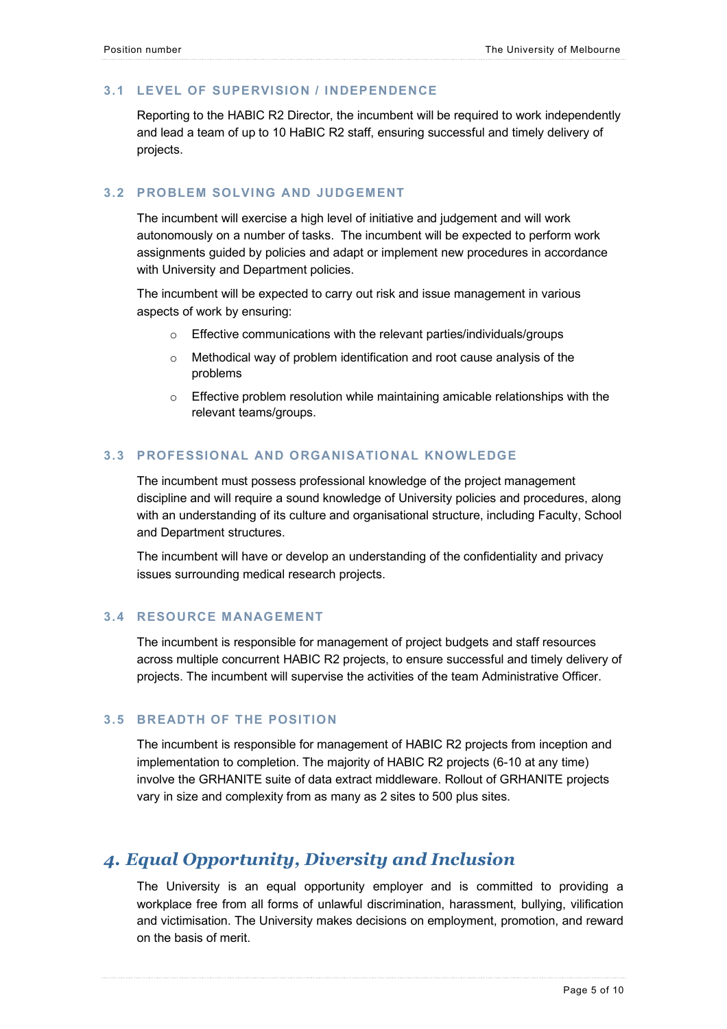### 3.1 LEVEL OF SUPERVISION / INDEPENDENCE

Reporting to the HABIC R2 Director, the incumbent will be required to work independently and lead a team of up to 10 HaBIC R2 staff, ensuring successful and timely delivery of projects.

### 3.2 PROBLEM SOLVING AND JUDGEMENT

The incumbent will exercise a high level of initiative and judgement and will work autonomously on a number of tasks. The incumbent will be expected to perform work assignments guided by policies and adapt or implement new procedures in accordance with University and Department policies.

The incumbent will be expected to carry out risk and issue management in various aspects of work by ensuring:

- Effective communications with the relevant parties/individuals/groups
- Methodical way of problem identification and root cause analysis of the problems
- Effective problem resolution while maintaining amicable relationships with the relevant teams/groups.

### 3.3 PROFESSIONAL AND ORGANISATIONAL KNOWLEDGE

The incumbent must possess professional knowledge of the project management discipline and will require a sound knowledge of University policies and procedures, along with an understanding of its culture and organisational structure, including Faculty, School and Department structures.

The incumbent will have or develop an understanding of the confidentiality and privacy issues surrounding medical research projects.

### 3.4 RESOURCE MANAGEMENT

The incumbent is responsible for management of project budgets and staff resources across multiple concurrent HABIC R2 projects, to ensure successful and timely delivery of projects. The incumbent will supervise the activities of the team Administrative Officer.

### 3.5 BREADTH OF THE POSITION

The incumbent is responsible for management of HABIC R2 projects from inception and implementation to completion. The majority of HABIC R2 projects (6-10 at any time) involve the GRHANITE suite of data extract middleware. Rollout of GRHANITE projects vary in size and complexity from as many as 2 sites to 500 plus sites.

## *4. Equal Opportunity, Diversity and Inclusion*

The University is an equal opportunity employer and is committed to providing a workplace free from all forms of unlawful discrimination, harassment, bullying, vilification and victimisation. The University makes decisions on employment, promotion, and reward on the basis of merit.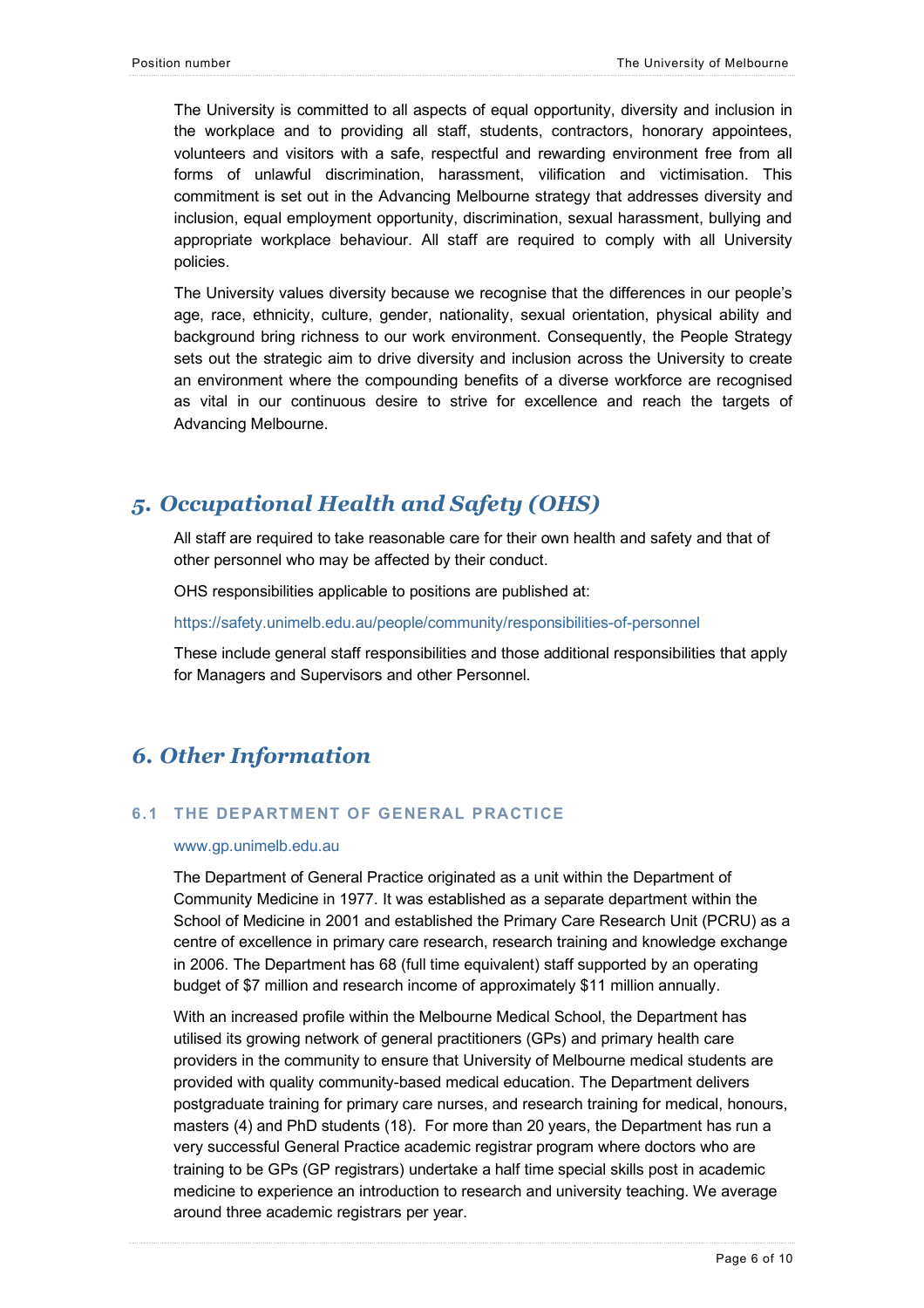The University is committed to all aspects of equal opportunity, diversity and inclusion in the workplace and to providing all staff, students, contractors, honorary appointees, volunteers and visitors with a safe, respectful and rewarding environment free from all forms of unlawful discrimination, harassment, vilification and victimisation. This commitment is set out in the Advancing Melbourne strategy that addresses diversity and inclusion, equal employment opportunity, discrimination, sexual harassment, bullying and appropriate workplace behaviour. All staff are required to comply with all University policies.

The University values diversity because we recognise that the differences in our people's age, race, ethnicity, culture, gender, nationality, sexual orientation, physical ability and background bring richness to our work environment. Consequently, the People Strategy sets out the strategic aim to drive diversity and inclusion across the University to create an environment where the compounding benefits of a diverse workforce are recognised as vital in our continuous desire to strive for excellence and reach the targets of Advancing Melbourne.

# 5. Occupational Health and Safety (OHS)

All staff are required to take reasonable care for their own health and safety and that of other personnel who may be affected by their conduct.

OHS responsibilities applicable to positions are published at:

https://safety.unimelb.edu.au/people/community/responsibilities-of-personnel

These include general staff responsibilities and those additional responsibilities that apply for Managers and Supervisors and other Personnel.

# 6. Other Information

## 6.1 THE DEPARTMENT OF GENERAL PRACTICE

www.gp.unimelb.edu.au

The Department of General Practice originated as a unit within the Department of Community Medicine in 1977. It was established as a separate department within the School of Medicine in 2001 and established the Primary Care Research Unit (PCRU) as a centre of excellence in primary care research, research training and knowledge exchange in 2006. The Department has 68 (full time equivalent) staff supported by an operating budget of $7 million and research income of approximately $11 million annually.

With an increased profile within the Melbourne Medical School, the Department has utilised its growing network of general practitioners (GPs) and primary health care providers in the community to ensure that University of Melbourne medical students are provided with quality community-based medical education. The Department delivers postgraduate training for primary care nurses, and research training for medical, honours, masters (4) and PhD students (18). For more than 20 years, the Department has run a very successful General Practice academic registrar program where doctors who are training to be GPs (GP registrars) undertake a half time special skills post in academic medicine to experience an introduction to research and university teaching. We average around three academic registrars per year.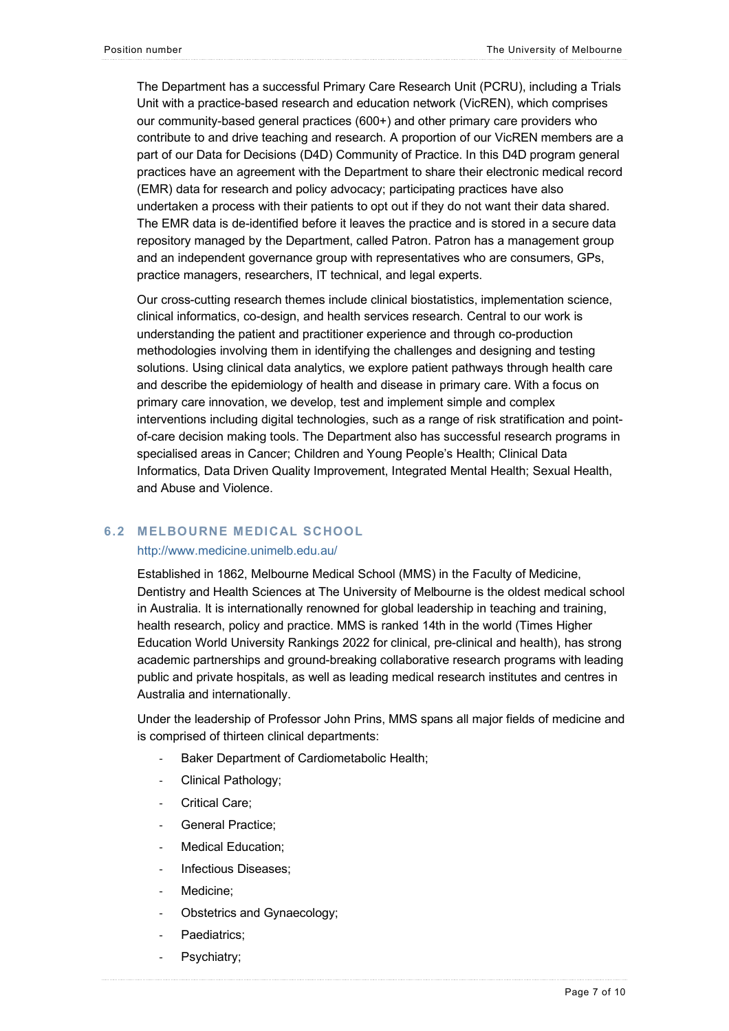The Department has a successful Primary Care Research Unit (PCRU), including a Trials Unit with a practice-based research and education network (VicREN), which comprises our community-based general practices (600+) and other primary care providers who contribute to and drive teaching and research. A proportion of our VicREN members are a part of our Data for Decisions (D4D) Community of Practice. In this D4D program general practices have an agreement with the Department to share their electronic medical record (EMR) data for research and policy advocacy; participating practices have also undertaken a process with their patients to opt out if they do not want their data shared. The EMR data is de-identified before it leaves the practice and is stored in a secure data repository managed by the Department, called Patron. Patron has a management group and an independent governance group with representatives who are consumers, GPs, practice managers, researchers, IT technical, and legal experts.

Our cross-cutting research themes include clinical biostatistics, implementation science, clinical informatics, co-design, and health services research. Central to our work is understanding the patient and practitioner experience and through co-production methodologies involving them in identifying the challenges and designing and testing solutions. Using clinical data analytics, we explore patient pathways through health care and describe the epidemiology of health and disease in primary care. With a focus on primary care innovation, we develop, test and implement simple and complex interventions including digital technologies, such as a range of risk stratification and point-of-care decision making tools. The Department also has successful research programs in specialised areas in Cancer; Children and Young People's Health; Clinical Data Informatics, Data Driven Quality Improvement, Integrated Mental Health; Sexual Health, and Abuse and Violence.

### 6.2 MELBOURNE MEDICAL SCHOOL

http://www.medicine.unimelb.edu.au/

Established in 1862, Melbourne Medical School (MMS) in the Faculty of Medicine, Dentistry and Health Sciences at The University of Melbourne is the oldest medical school in Australia. It is internationally renowned for global leadership in teaching and training, health research, policy and practice. MMS is ranked 14th in the world (Times Higher Education World University Rankings 2022 for clinical, pre-clinical and health), has strong academic partnerships and ground-breaking collaborative research programs with leading public and private hospitals, as well as leading medical research institutes and centres in Australia and internationally.

Under the leadership of Professor John Prins, MMS spans all major fields of medicine and is comprised of thirteen clinical departments:

- Baker Department of Cardiometabolic Health;
- Clinical Pathology;
- Critical Care;
- General Practice;
- Medical Education;
- Infectious Diseases;
- Medicine;
- Obstetrics and Gynaecology;
- Paediatrics;
- Psychiatry;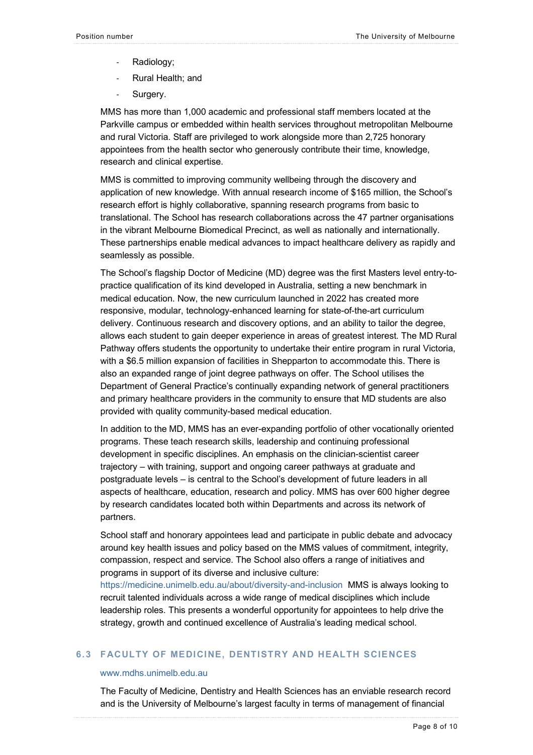- Radiology;
- Rural Health; and
- Surgery.

MMS has more than 1,000 academic and professional staff members located at the Parkville campus or embedded within health services throughout metropolitan Melbourne and rural Victoria. Staff are privileged to work alongside more than 2,725 honorary appointees from the health sector who generously contribute their time, knowledge, research and clinical expertise.

MMS is committed to improving community wellbeing through the discovery and application of new knowledge. With annual research income of $165 million, the School's research effort is highly collaborative, spanning research programs from basic to translational. The School has research collaborations across the 47 partner organisations in the vibrant Melbourne Biomedical Precinct, as well as nationally and internationally. These partnerships enable medical advances to impact healthcare delivery as rapidly and seamlessly as possible.

The School's flagship Doctor of Medicine (MD) degree was the first Masters level entry-to-practice qualification of its kind developed in Australia, setting a new benchmark in medical education. Now, the new curriculum launched in 2022 has created more responsive, modular, technology-enhanced learning for state-of-the-art curriculum delivery. Continuous research and discovery options, and an ability to tailor the degree, allows each student to gain deeper experience in areas of greatest interest. The MD Rural Pathway offers students the opportunity to undertake their entire program in rural Victoria, with a $6.5 million expansion of facilities in Shepparton to accommodate this. There is also an expanded range of joint degree pathways on offer. The School utilises the Department of General Practice's continually expanding network of general practitioners and primary healthcare providers in the community to ensure that MD students are also provided with quality community-based medical education.

In addition to the MD, MMS has an ever-expanding portfolio of other vocationally oriented programs. These teach research skills, leadership and continuing professional development in specific disciplines. An emphasis on the clinician-scientist career trajectory – with training, support and ongoing career pathways at graduate and postgraduate levels – is central to the School's development of future leaders in all aspects of healthcare, education, research and policy. MMS has over 600 higher degree by research candidates located both within Departments and across its network of partners.

School staff and honorary appointees lead and participate in public debate and advocacy around key health issues and policy based on the MMS values of commitment, integrity, compassion, respect and service. The School also offers a range of initiatives and programs in support of its diverse and inclusive culture: https://medicine.unimelb.edu.au/about/diversity-and-inclusion MMS is always looking to recruit talented individuals across a wide range of medical disciplines which include leadership roles. This presents a wonderful opportunity for appointees to help drive the strategy, growth and continued excellence of Australia's leading medical school.

## 6.3 FACULTY OF MEDICINE, DENTISTRY AND HEALTH SCIENCES

www.mdhs.unimelb.edu.au

The Faculty of Medicine, Dentistry and Health Sciences has an enviable research record and is the University of Melbourne's largest faculty in terms of management of financial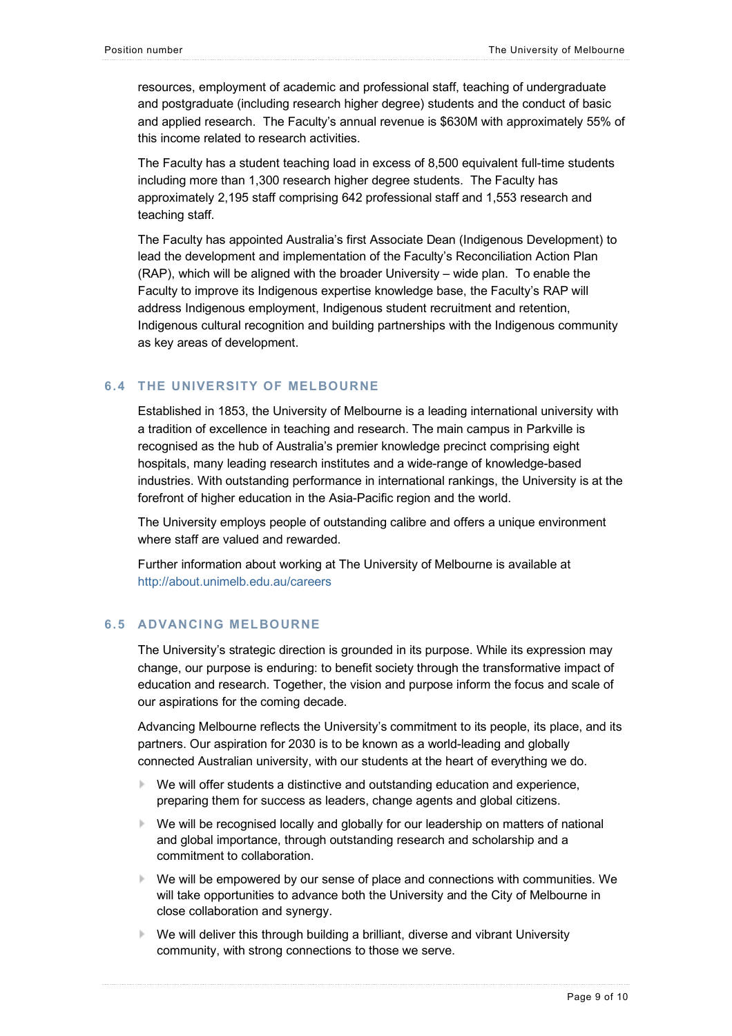resources, employment of academic and professional staff, teaching of undergraduate and postgraduate (including research higher degree) students and the conduct of basic and applied research. The Faculty's annual revenue is $630M with approximately 55% of this income related to research activities.

The Faculty has a student teaching load in excess of 8,500 equivalent full-time students including more than 1,300 research higher degree students. The Faculty has approximately 2,195 staff comprising 642 professional staff and 1,553 research and teaching staff.

The Faculty has appointed Australia's first Associate Dean (Indigenous Development) to lead the development and implementation of the Faculty's Reconciliation Action Plan (RAP), which will be aligned with the broader University – wide plan. To enable the Faculty to improve its Indigenous expertise knowledge base, the Faculty's RAP will address Indigenous employment, Indigenous student recruitment and retention, Indigenous cultural recognition and building partnerships with the Indigenous community as key areas of development.

## 6.4 THE UNIVERSITY OF MELBOURNE

Established in 1853, the University of Melbourne is a leading international university with a tradition of excellence in teaching and research. The main campus in Parkville is recognised as the hub of Australia's premier knowledge precinct comprising eight hospitals, many leading research institutes and a wide-range of knowledge-based industries. With outstanding performance in international rankings, the University is at the forefront of higher education in the Asia-Pacific region and the world.

The University employs people of outstanding calibre and offers a unique environment where staff are valued and rewarded.

Further information about working at The University of Melbourne is available at http://about.unimelb.edu.au/careers

## 6.5 ADVANCING MELBOURNE

The University's strategic direction is grounded in its purpose. While its expression may change, our purpose is enduring: to benefit society through the transformative impact of education and research. Together, the vision and purpose inform the focus and scale of our aspirations for the coming decade.

Advancing Melbourne reflects the University's commitment to its people, its place, and its partners. Our aspiration for 2030 is to be known as a world-leading and globally connected Australian university, with our students at the heart of everything we do.

- We will offer students a distinctive and outstanding education and experience, preparing them for success as leaders, change agents and global citizens.
- We will be recognised locally and globally for our leadership on matters of national and global importance, through outstanding research and scholarship and a commitment to collaboration.
- We will be empowered by our sense of place and connections with communities. We will take opportunities to advance both the University and the City of Melbourne in close collaboration and synergy.
- We will deliver this through building a brilliant, diverse and vibrant University community, with strong connections to those we serve.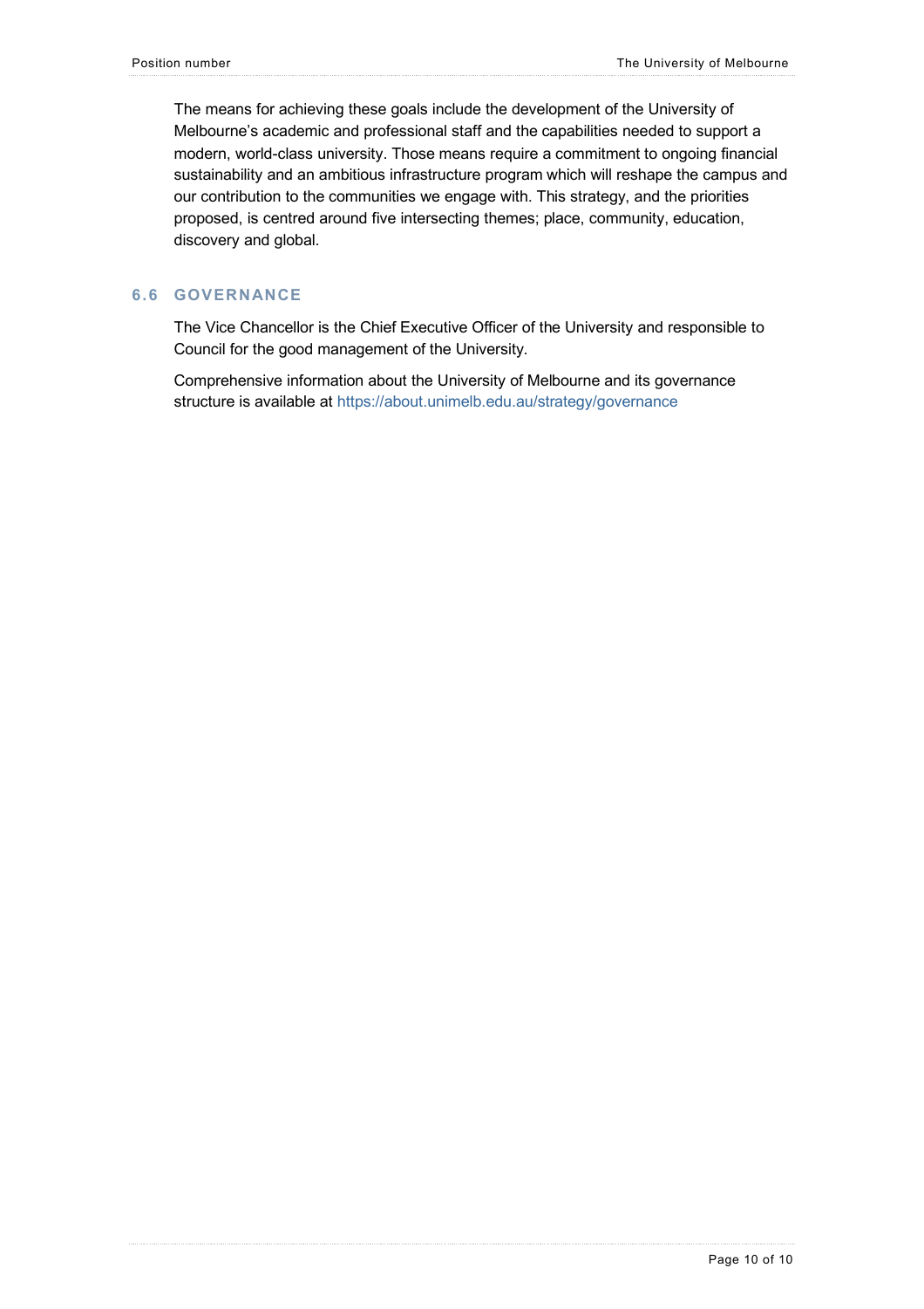The means for achieving these goals include the development of the University of Melbourne's academic and professional staff and the capabilities needed to support a modern, world-class university. Those means require a commitment to ongoing financial sustainability and an ambitious infrastructure program which will reshape the campus and our contribution to the communities we engage with. This strategy, and the priorities proposed, is centred around five intersecting themes; place, community, education, discovery and global.

### 6.6 GOVERNANCE

The Vice Chancellor is the Chief Executive Officer of the University and responsible to Council for the good management of the University.

Comprehensive information about the University of Melbourne and its governance structure is available at https://about.unimelb.edu.au/strategy/governance